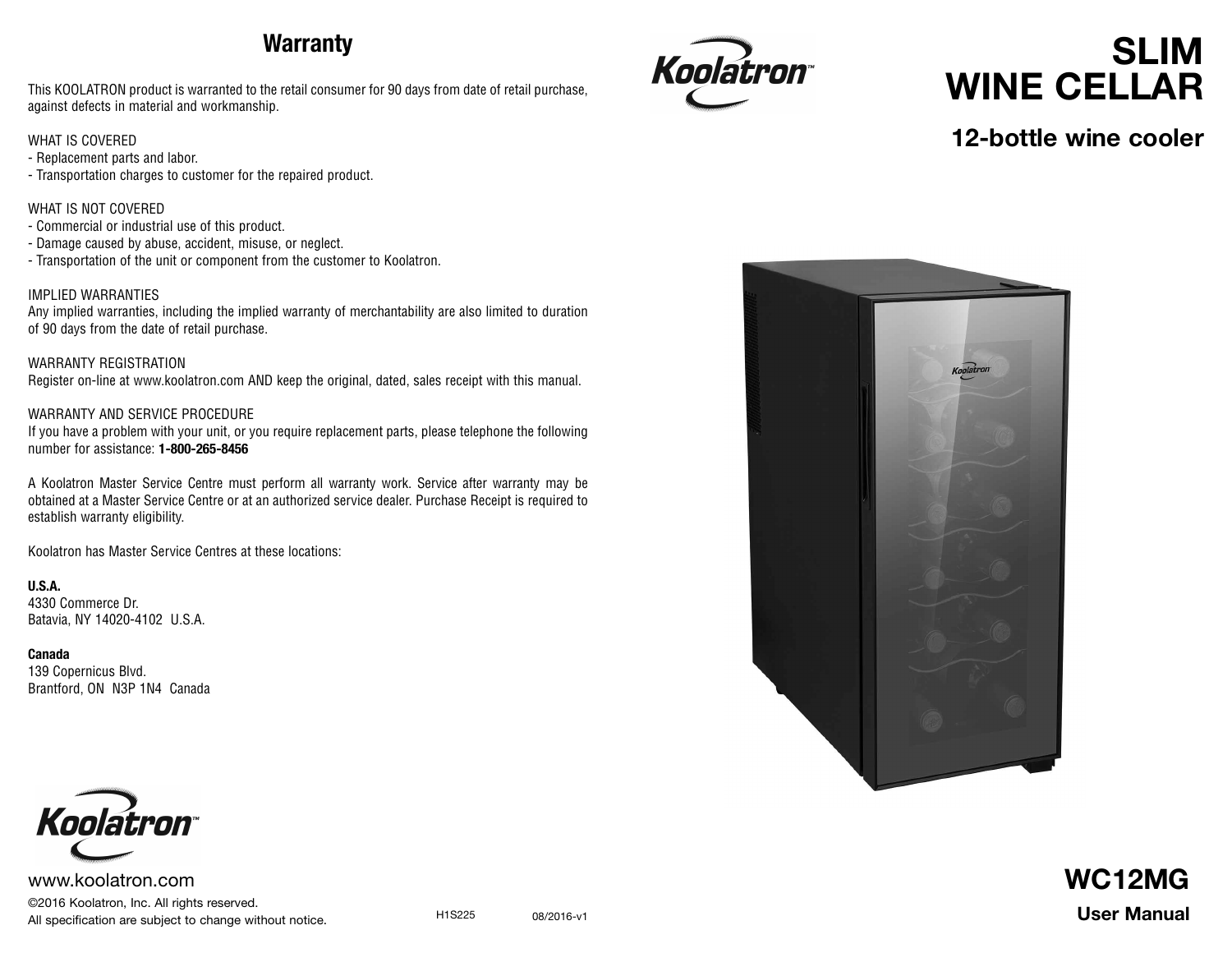## Warranty

This KOOLATRON product is warranted to the retail consumer for 90 days from date of retail purchase, against defects in material and workmanship.

WHAT IS COVERED
- Replacement parts and labor.
- Transportation charges to customer for the repaired product.

WHAT IS NOT COVERED
- Commercial or industrial use of this product.
- Damage caused by abuse, accident, misuse, or neglect.
- Transportation of the unit or component from the customer to Koolatron.

IMPLIED WARRANTIES
Any implied warranties, including the implied warranty of merchantability are also limited to duration of 90 days from the date of retail purchase.

WARRANTY REGISTRATION
Register on-line at www.koolatron.com AND keep the original, dated, sales receipt with this manual.

WARRANTY AND SERVICE PROCEDURE
If you have a problem with your unit, or you require replacement parts, please telephone the following number for assistance: **1-800-265-8456**

A Koolatron Master Service Centre must perform all warranty work. Service after warranty may be obtained at a Master Service Centre or at an authorized service dealer. Purchase Receipt is required to establish warranty eligibility.

Koolatron has Master Service Centres at these locations:

**U.S.A.**
4330 Commerce Dr.
Batavia, NY 14020-4102 U.S.A.

**Canada**
139 Copernicus Blvd.
Brantford, ON N3P 1N4 Canada

Koolatron™

www.koolatron.com

©2016 Koolatron, Inc. All rights reserved.
All specification are subject to change without notice.

H1S225 08/2016-v1

Koolatron™

# SLIM WINE CELLAR

## 12-bottle wine cooler

## WC12MG

**User Manual**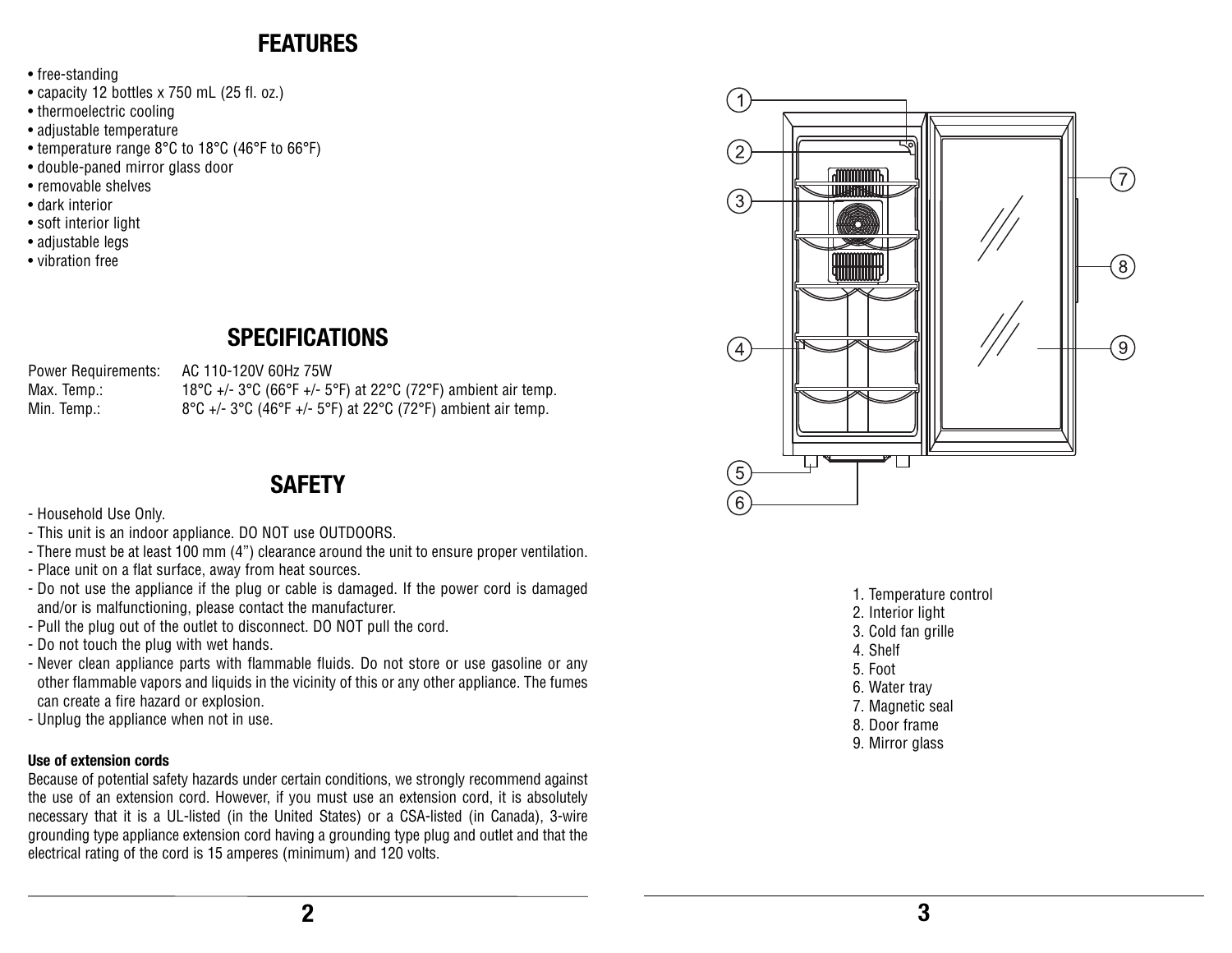## FEATURES

- free-standing
- capacity 12 bottles x 750 mL (25 fl. oz.)
- thermoelectric cooling
- adjustable temperature
- temperature range 8°C to 18°C (46°F to 66°F)
- double-paned mirror glass door
- removable shelves
- dark interior
- soft interior light
- adjustable legs
- vibration free

## SPECIFICATIONS

| | |
|---|---|
| Power Requirements: | AC 110-120V 60Hz 75W |
| Max. Temp.: | 18°C +/- 3°C (66°F +/- 5°F) at 22°C (72°F) ambient air temp. |
| Min. Temp.: | 8°C +/- 3°C (46°F +/- 5°F) at 22°C (72°F) ambient air temp. |

## SAFETY

- Household Use Only.
- This unit is an indoor appliance. DO NOT use OUTDOORS.
- There must be at least 100 mm (4") clearance around the unit to ensure proper ventilation.
- Place unit on a flat surface, away from heat sources.
- Do not use the appliance if the plug or cable is damaged. If the power cord is damaged and/or is malfunctioning, please contact the manufacturer.
- Pull the plug out of the outlet to disconnect. DO NOT pull the cord.
- Do not touch the plug with wet hands.
- Never clean appliance parts with flammable fluids. Do not store or use gasoline or any other flammable vapors and liquids in the vicinity of this or any other appliance. The fumes can create a fire hazard or explosion.
- Unplug the appliance when not in use.

**Use of extension cords**

Because of potential safety hazards under certain conditions, we strongly recommend against the use of an extension cord. However, if you must use an extension cord, it is absolutely necessary that it is a UL-listed (in the United States) or a CSA-listed (in Canada), 3-wire grounding type appliance extension cord having a grounding type plug and outlet and that the electrical rating of the cord is 15 amperes (minimum) and 120 volts.

1. Temperature control
2. Interior light
3. Cold fan grille
4. Shelf
5. Foot
6. Water tray
7. Magnetic seal
8. Door frame
9. Mirror glass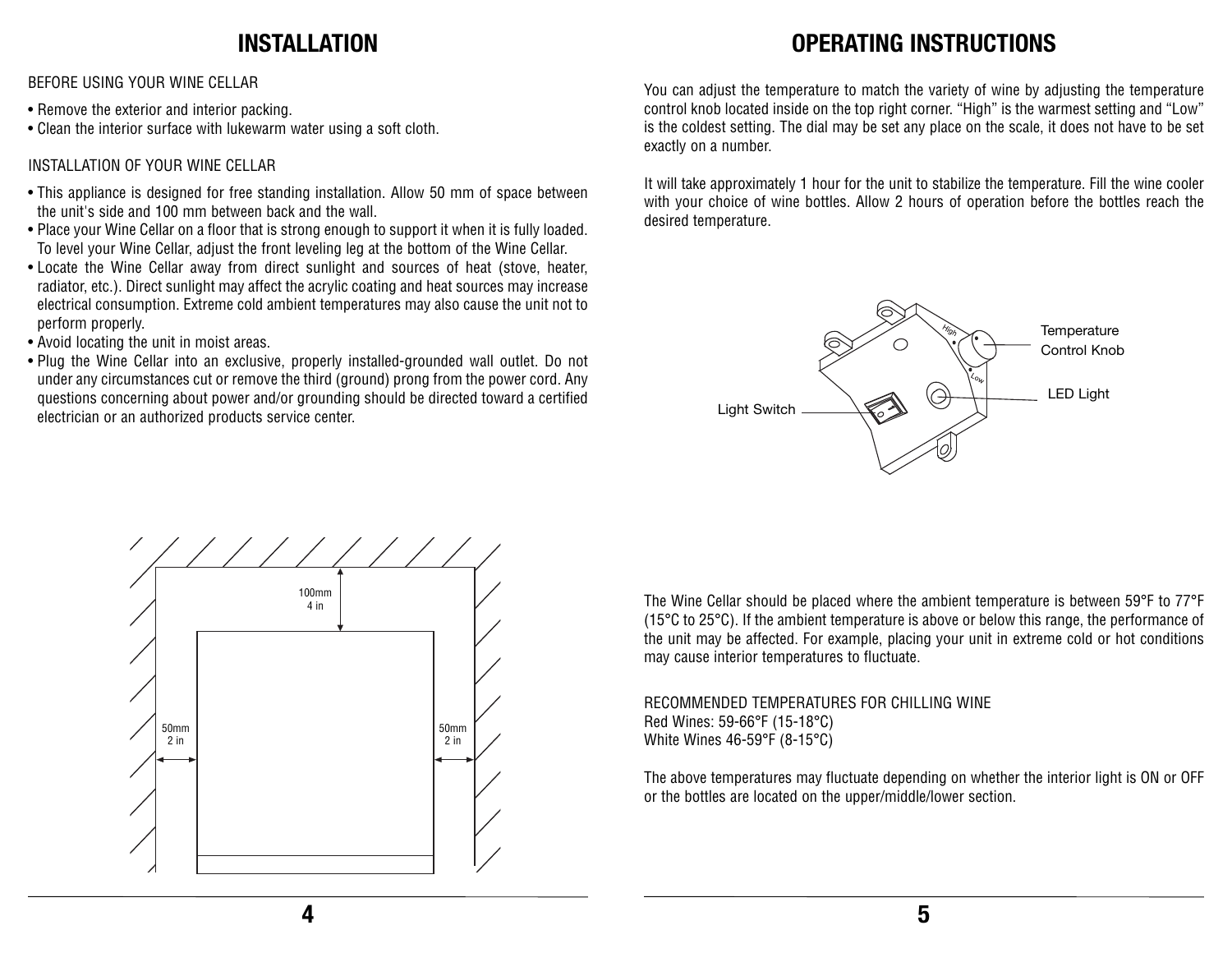# INSTALLATION

BEFORE USING YOUR WINE CELLAR

- Remove the exterior and interior packing.
- Clean the interior surface with lukewarm water using a soft cloth.

INSTALLATION OF YOUR WINE CELLAR

- This appliance is designed for free standing installation. Allow 50 mm of space between the unit's side and 100 mm between back and the wall.
- Place your Wine Cellar on a floor that is strong enough to support it when it is fully loaded. To level your Wine Cellar, adjust the front leveling leg at the bottom of the Wine Cellar.
- Locate the Wine Cellar away from direct sunlight and sources of heat (stove, heater, radiator, etc.). Direct sunlight may affect the acrylic coating and heat sources may increase electrical consumption. Extreme cold ambient temperatures may also cause the unit not to perform properly.
- Avoid locating the unit in moist areas.
- Plug the Wine Cellar into an exclusive, properly installed-grounded wall outlet. Do not under any circumstances cut or remove the third (ground) prong from the power cord. Any questions concerning about power and/or grounding should be directed toward a certified electrician or an authorized products service center.

100mm
4 in

50mm
2 in

50mm
2 in

# OPERATING INSTRUCTIONS

You can adjust the temperature to match the variety of wine by adjusting the temperature control knob located inside on the top right corner. “High” is the warmest setting and “Low” is the coldest setting. The dial may be set any place on the scale, it does not have to be set exactly on a number.

It will take approximately 1 hour for the unit to stabilize the temperature. Fill the wine cooler with your choice of wine bottles. Allow 2 hours of operation before the bottles reach the desired temperature.

High

Low

Temperature Control Knob

LED Light

Light Switch

The Wine Cellar should be placed where the ambient temperature is between 59°F to 77°F (15°C to 25°C). If the ambient temperature is above or below this range, the performance of the unit may be affected. For example, placing your unit in extreme cold or hot conditions may cause interior temperatures to fluctuate.

RECOMMENDED TEMPERATURES FOR CHILLING WINE
Red Wines: 59-66°F (15-18°C)
White Wines 46-59°F (8-15°C)

The above temperatures may fluctuate depending on whether the interior light is ON or OFF or the bottles are located on the upper/middle/lower section.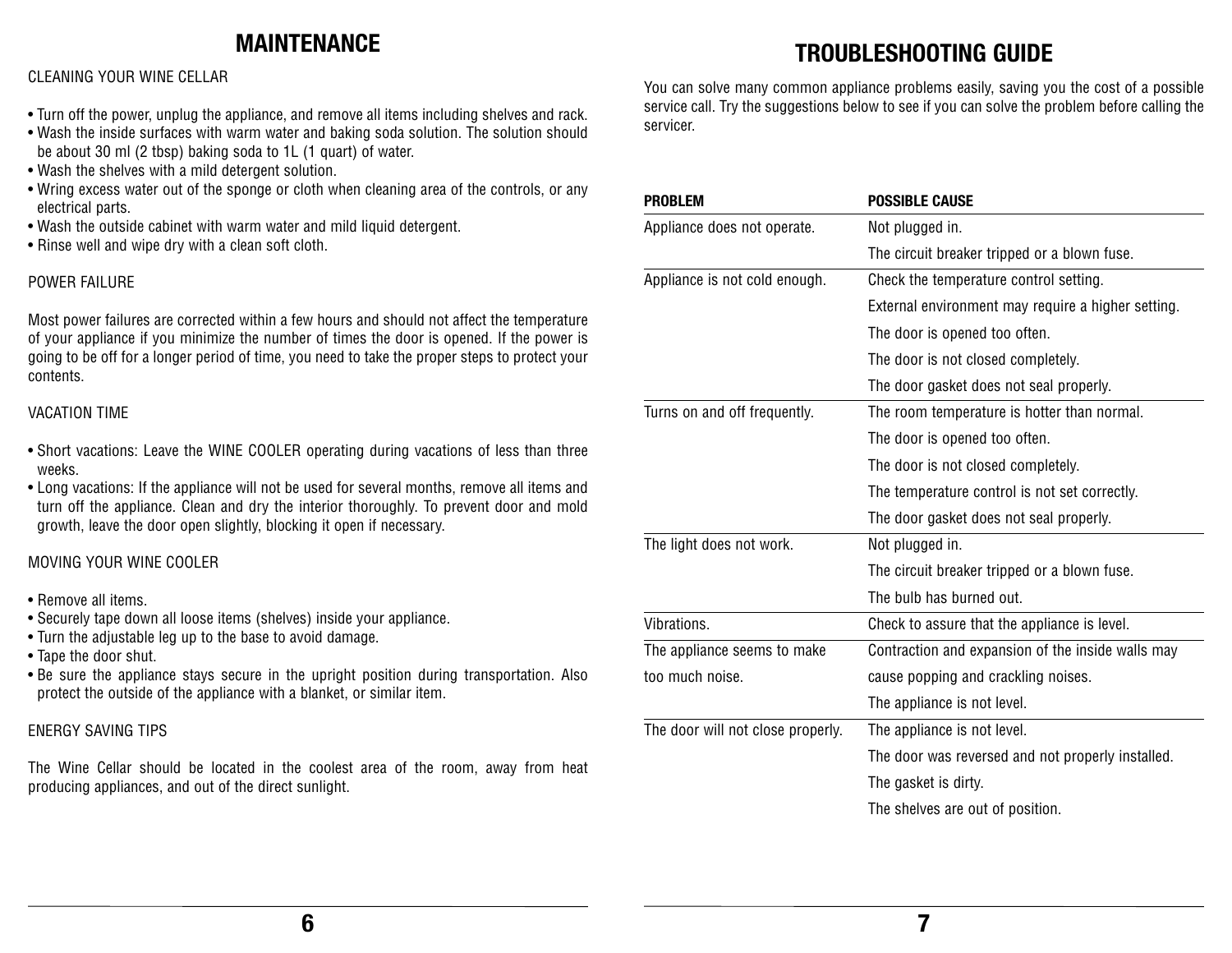## MAINTENANCE

CLEANING YOUR WINE CELLAR

- Turn off the power, unplug the appliance, and remove all items including shelves and rack.
- Wash the inside surfaces with warm water and baking soda solution. The solution should be about 30 ml (2 tbsp) baking soda to 1L (1 quart) of water.
- Wash the shelves with a mild detergent solution.
- Wring excess water out of the sponge or cloth when cleaning area of the controls, or any electrical parts.
- Wash the outside cabinet with warm water and mild liquid detergent.
- Rinse well and wipe dry with a clean soft cloth.

POWER FAILURE

Most power failures are corrected within a few hours and should not affect the temperature of your appliance if you minimize the number of times the door is opened. If the power is going to be off for a longer period of time, you need to take the proper steps to protect your contents.

VACATION TIME

- Short vacations: Leave the WINE COOLER operating during vacations of less than three weeks.
- Long vacations: If the appliance will not be used for several months, remove all items and turn off the appliance. Clean and dry the interior thoroughly. To prevent door and mold growth, leave the door open slightly, blocking it open if necessary.

MOVING YOUR WINE COOLER

- Remove all items.
- Securely tape down all loose items (shelves) inside your appliance.
- Turn the adjustable leg up to the base to avoid damage.
- Tape the door shut.
- Be sure the appliance stays secure in the upright position during transportation. Also protect the outside of the appliance with a blanket, or similar item.

ENERGY SAVING TIPS

The Wine Cellar should be located in the coolest area of the room, away from heat producing appliances, and out of the direct sunlight.

## TROUBLESHOOTING GUIDE

You can solve many common appliance problems easily, saving you the cost of a possible service call. Try the suggestions below to see if you can solve the problem before calling the servicer.

| PROBLEM | POSSIBLE CAUSE |
|---|---|
| Appliance does not operate. | Not plugged in. |
| | The circuit breaker tripped or a blown fuse. |
| Appliance is not cold enough. | Check the temperature control setting. |
| | External environment may require a higher setting. |
| | The door is opened too often. |
| | The door is not closed completely. |
| | The door gasket does not seal properly. |
| Turns on and off frequently. | The room temperature is hotter than normal. |
| | The door is opened too often. |
| | The door is not closed completely. |
| | The temperature control is not set correctly. |
| | The door gasket does not seal properly. |
| The light does not work. | Not plugged in. |
| | The circuit breaker tripped or a blown fuse. |
| | The bulb has burned out. |
| Vibrations. | Check to assure that the appliance is level. |
| The appliance seems to make too much noise. | Contraction and expansion of the inside walls may cause popping and crackling noises. |
| | The appliance is not level. |
| The door will not close properly. | The appliance is not level. |
| | The door was reversed and not properly installed. |
| | The gasket is dirty. |
| | The shelves are out of position. |